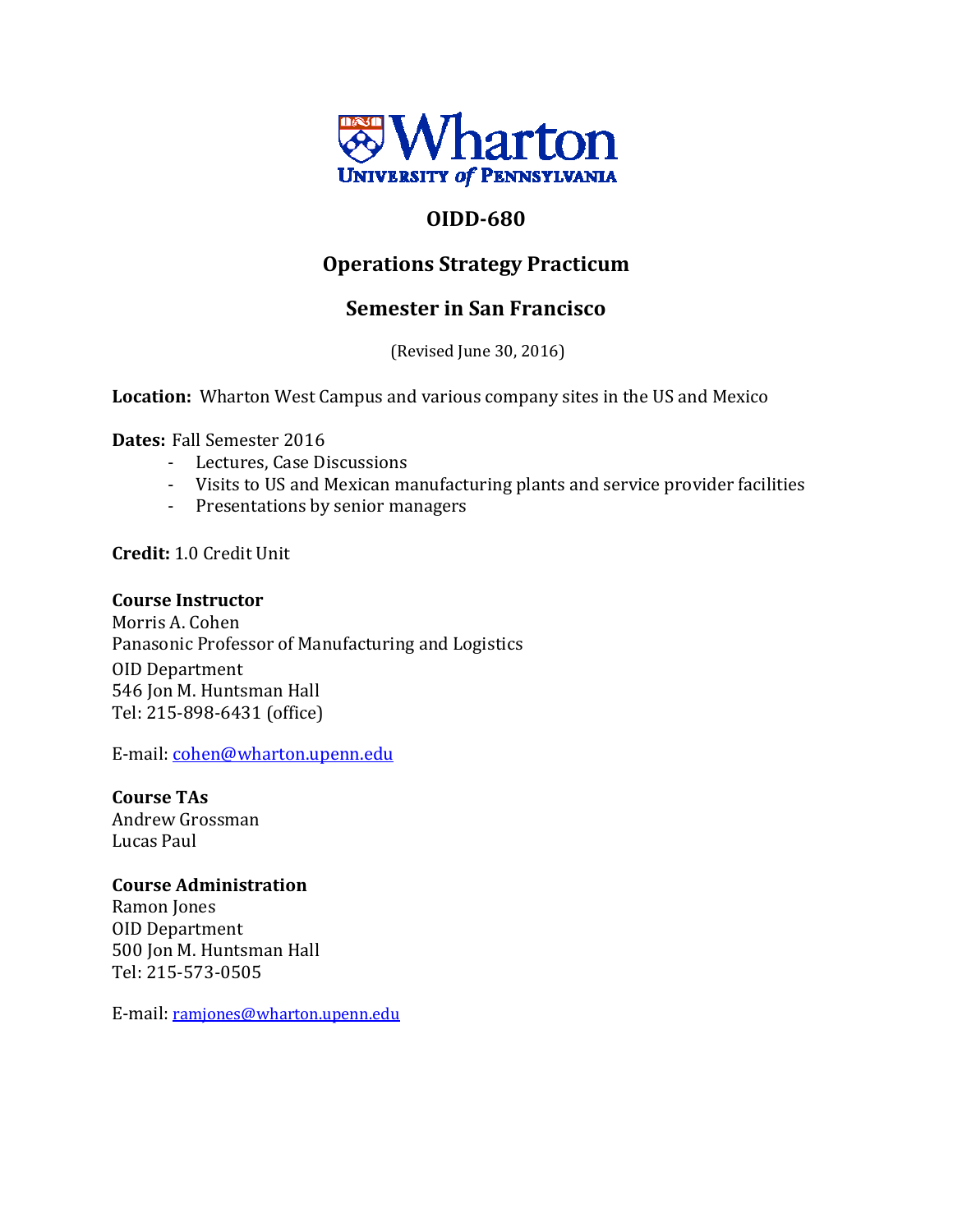# OIDD-680

## Operations Strategy Practicum

## Semester in San Francisco

(Revised June 30, 2016)

**Location:** Wharton West Campus and various company sites in the US and Mexico

**Dates:** Fall Semester 2016

- Lectures, Case Discussions
- Visits to US and Mexican manufacturing plants and service provider facilities
- Presentations by senior managers

**Credit:** 1.0 Credit Unit

**Course Instructor**
Morris A. Cohen
Panasonic Professor of Manufacturing and Logistics
OID Department
546 Jon M. Huntsman Hall
Tel: 215-898-6431 (office)

E-mail: cohen@wharton.upenn.edu

**Course TAs**
Andrew Grossman
Lucas Paul

**Course Administration**
Ramon Jones
OID Department
500 Jon M. Huntsman Hall
Tel: 215-573-0505

E-mail: ramjones@wharton.upenn.edu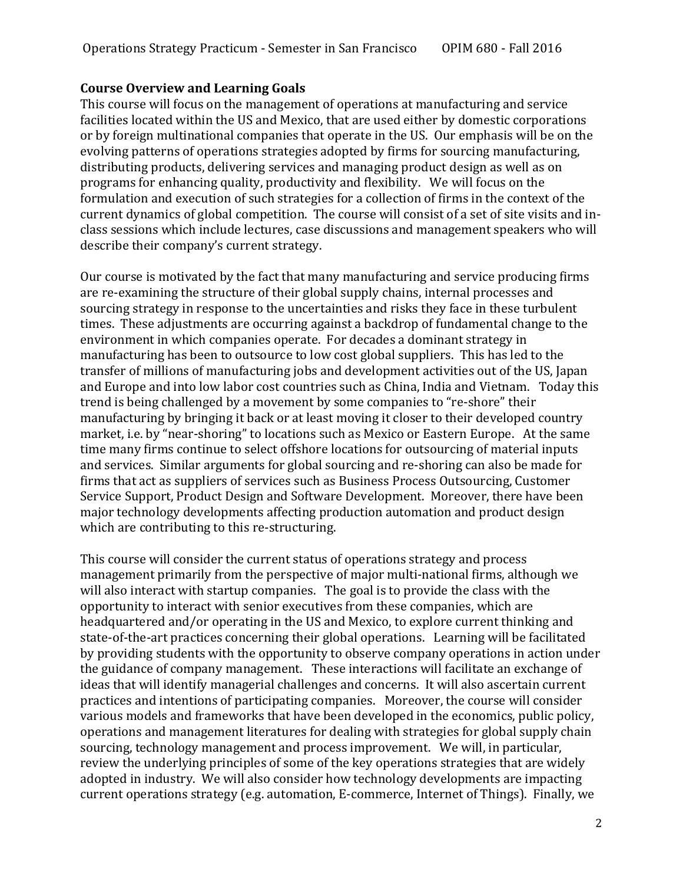**Course Overview and Learning Goals**

This course will focus on the management of operations at manufacturing and service facilities located within the US and Mexico, that are used either by domestic corporations or by foreign multinational companies that operate in the US. Our emphasis will be on the evolving patterns of operations strategies adopted by firms for sourcing manufacturing, distributing products, delivering services and managing product design as well as on programs for enhancing quality, productivity and flexibility. We will focus on the formulation and execution of such strategies for a collection of firms in the context of the current dynamics of global competition. The course will consist of a set of site visits and in-class sessions which include lectures, case discussions and management speakers who will describe their company's current strategy.

Our course is motivated by the fact that many manufacturing and service producing firms are re-examining the structure of their global supply chains, internal processes and sourcing strategy in response to the uncertainties and risks they face in these turbulent times. These adjustments are occurring against a backdrop of fundamental change to the environment in which companies operate. For decades a dominant strategy in manufacturing has been to outsource to low cost global suppliers. This has led to the transfer of millions of manufacturing jobs and development activities out of the US, Japan and Europe and into low labor cost countries such as China, India and Vietnam. Today this trend is being challenged by a movement by some companies to "re-shore" their manufacturing by bringing it back or at least moving it closer to their developed country market, i.e. by "near-shoring" to locations such as Mexico or Eastern Europe. At the same time many firms continue to select offshore locations for outsourcing of material inputs and services. Similar arguments for global sourcing and re-shoring can also be made for firms that act as suppliers of services such as Business Process Outsourcing, Customer Service Support, Product Design and Software Development. Moreover, there have been major technology developments affecting production automation and product design which are contributing to this re-structuring.

This course will consider the current status of operations strategy and process management primarily from the perspective of major multi-national firms, although we will also interact with startup companies. The goal is to provide the class with the opportunity to interact with senior executives from these companies, which are headquartered and/or operating in the US and Mexico, to explore current thinking and state-of-the-art practices concerning their global operations. Learning will be facilitated by providing students with the opportunity to observe company operations in action under the guidance of company management. These interactions will facilitate an exchange of ideas that will identify managerial challenges and concerns. It will also ascertain current practices and intentions of participating companies. Moreover, the course will consider various models and frameworks that have been developed in the economics, public policy, operations and management literatures for dealing with strategies for global supply chain sourcing, technology management and process improvement. We will, in particular, review the underlying principles of some of the key operations strategies that are widely adopted in industry. We will also consider how technology developments are impacting current operations strategy (e.g. automation, E-commerce, Internet of Things). Finally, we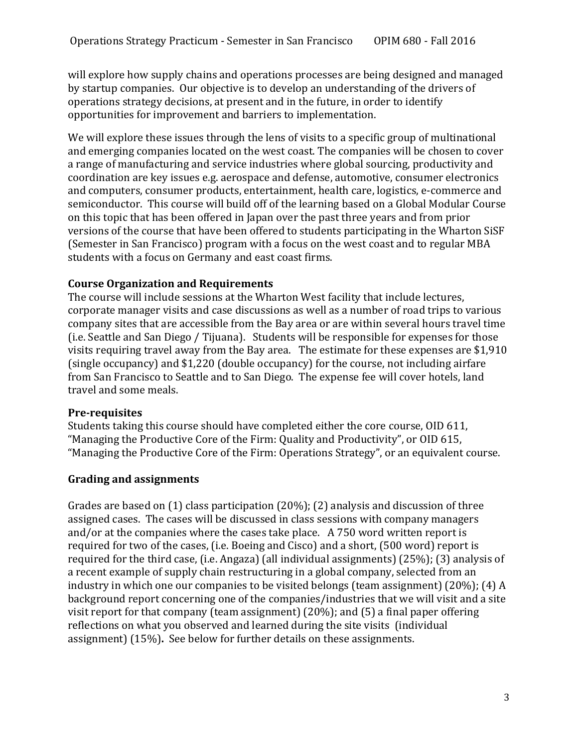will explore how supply chains and operations processes are being designed and managed by startup companies. Our objective is to develop an understanding of the drivers of operations strategy decisions, at present and in the future, in order to identify opportunities for improvement and barriers to implementation.

We will explore these issues through the lens of visits to a specific group of multinational and emerging companies located on the west coast. The companies will be chosen to cover a range of manufacturing and service industries where global sourcing, productivity and coordination are key issues e.g. aerospace and defense, automotive, consumer electronics and computers, consumer products, entertainment, health care, logistics, e-commerce and semiconductor. This course will build off of the learning based on a Global Modular Course on this topic that has been offered in Japan over the past three years and from prior versions of the course that have been offered to students participating in the Wharton SiSF (Semester in San Francisco) program with a focus on the west coast and to regular MBA students with a focus on Germany and east coast firms.

### Course Organization and Requirements

The course will include sessions at the Wharton West facility that include lectures, corporate manager visits and case discussions as well as a number of road trips to various company sites that are accessible from the Bay area or are within several hours travel time (i.e. Seattle and San Diego / Tijuana). Students will be responsible for expenses for those visits requiring travel away from the Bay area. The estimate for these expenses are $1,910 (single occupancy) and $1,220 (double occupancy) for the course, not including airfare from San Francisco to Seattle and to San Diego. The expense fee will cover hotels, land travel and some meals.

### Pre-requisites

Students taking this course should have completed either the core course, OID 611, "Managing the Productive Core of the Firm: Quality and Productivity", or OID 615, "Managing the Productive Core of the Firm: Operations Strategy", or an equivalent course.

### Grading and assignments

Grades are based on (1) class participation (20%); (2) analysis and discussion of three assigned cases. The cases will be discussed in class sessions with company managers and/or at the companies where the cases take place. A 750 word written report is required for two of the cases, (i.e. Boeing and Cisco) and a short, (500 word) report is required for the third case, (i.e. Angaza) (all individual assignments) (25%); (3) analysis of a recent example of supply chain restructuring in a global company, selected from an industry in which one our companies to be visited belongs (team assignment) (20%); (4) A background report concerning one of the companies/industries that we will visit and a site visit report for that company (team assignment) (20%); and (5) a final paper offering reflections on what you observed and learned during the site visits (individual assignment) (15%)**.** See below for further details on these assignments.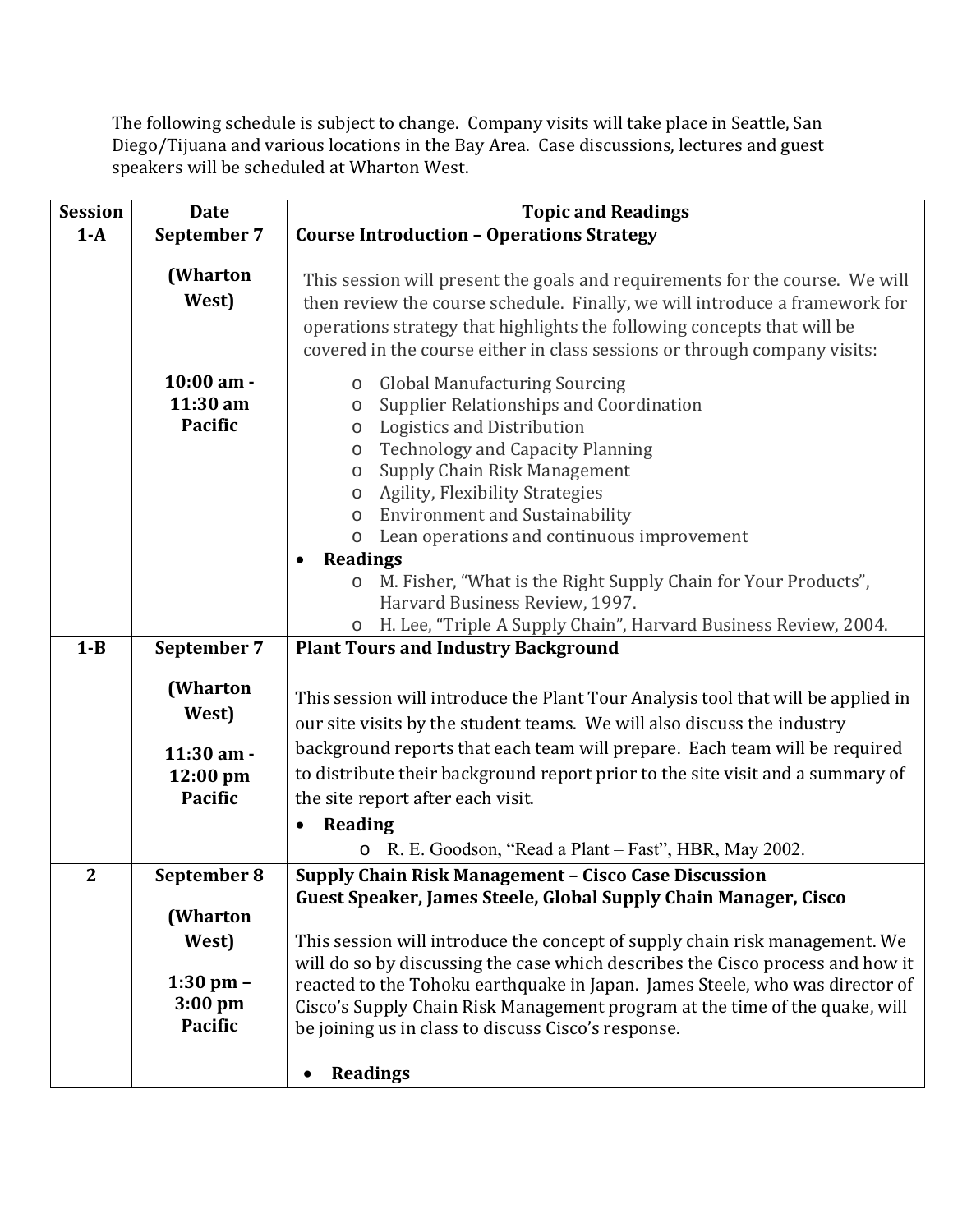The following schedule is subject to change. Company visits will take place in Seattle, San Diego/Tijuana and various locations in the Bay Area. Case discussions, lectures and guest speakers will be scheduled at Wharton West.

| Session | Date | Topic and Readings |
|---|---|---|
| 1-A | September 7<br><br>(Wharton West)<br><br>10:00 am - 11:30 am Pacific | **Course Introduction – Operations Strategy**<br><br>This session will present the goals and requirements for the course. We will then review the course schedule. Finally, we will introduce a framework for operations strategy that highlights the following concepts that will be covered in the course either in class sessions or through company visits:<br>o Global Manufacturing Sourcing<br>o Supplier Relationships and Coordination<br>o Logistics and Distribution<br>o Technology and Capacity Planning<br>o Supply Chain Risk Management<br>o Agility, Flexibility Strategies<br>o Environment and Sustainability<br>o Lean operations and continuous improvement<br>• **Readings**<br>o M. Fisher, "What is the Right Supply Chain for Your Products", Harvard Business Review, 1997.<br>o H. Lee, "Triple A Supply Chain", Harvard Business Review, 2004. |
| 1-B | September 7<br><br>(Wharton West)<br><br>11:30 am - 12:00 pm Pacific | **Plant Tours and Industry Background**<br><br>This session will introduce the Plant Tour Analysis tool that will be applied in our site visits by the student teams. We will also discuss the industry background reports that each team will prepare. Each team will be required to distribute their background report prior to the site visit and a summary of the site report after each visit.<br>• **Reading**<br>o R. E. Goodson, "Read a Plant – Fast", HBR, May 2002. |
| 2 | September 8<br><br>(Wharton West)<br><br>1:30 pm – 3:00 pm Pacific | **Supply Chain Risk Management – Cisco Case Discussion**<br>**Guest Speaker, James Steele, Global Supply Chain Manager, Cisco**<br><br>This session will introduce the concept of supply chain risk management. We will do so by discussing the case which describes the Cisco process and how it reacted to the Tohoku earthquake in Japan. James Steele, who was director of Cisco's Supply Chain Risk Management program at the time of the quake, will be joining us in class to discuss Cisco's response.<br><br>• **Readings** |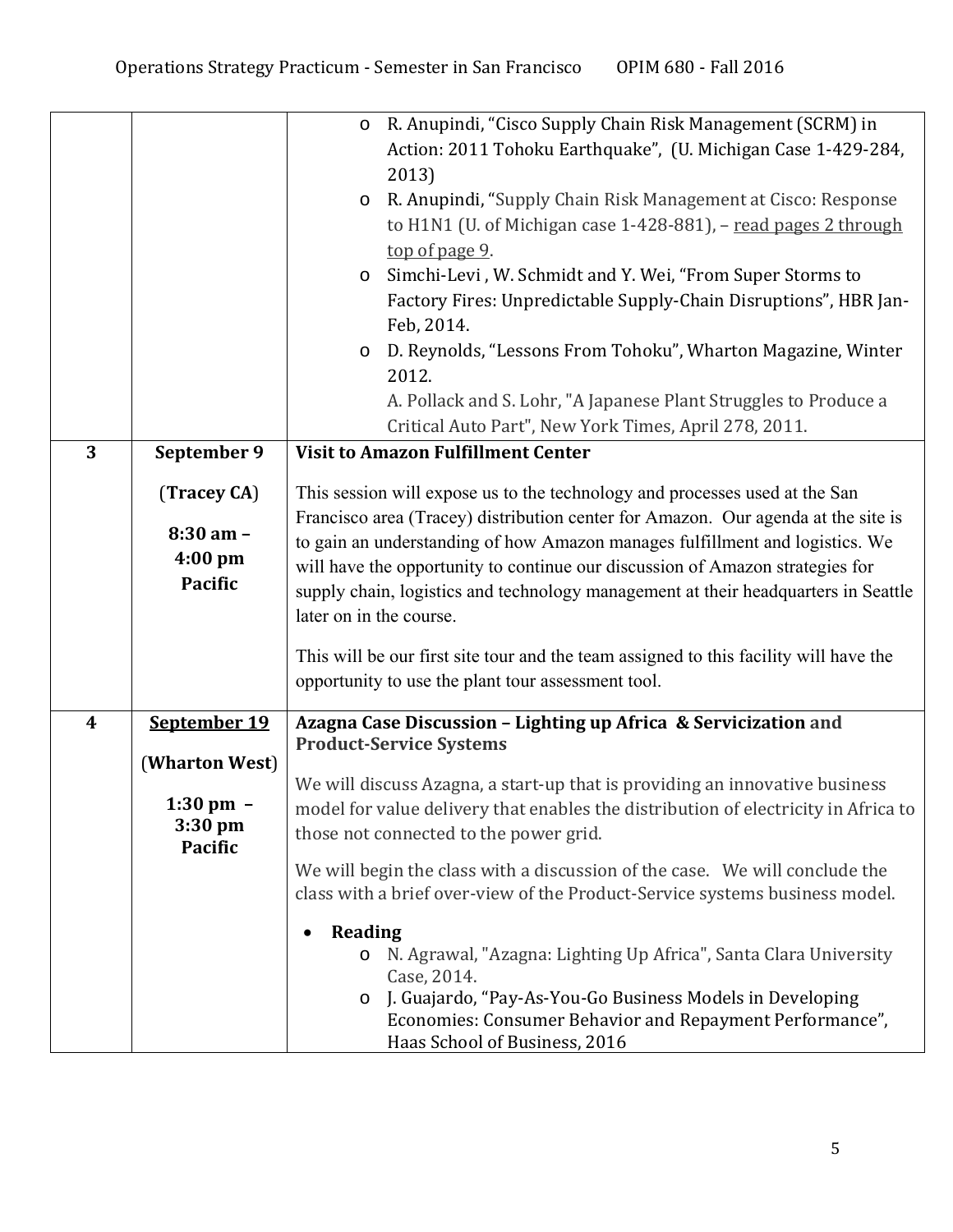| | | |
|---|---|---|
| | | <ul><li>R. Anupindi, "Cisco Supply Chain Risk Management (SCRM) in Action: 2011 Tohoku Earthquake", (U. Michigan Case 1-429-284, 2013)</li><li>R. Anupindi, "Supply Chain Risk Management at Cisco: Response to H1N1 (U. of Michigan case 1-428-881), – <u>read pages 2 through top of page 9</u>.</li><li>Simchi-Levi , W. Schmidt and Y. Wei, "From Super Storms to Factory Fires: Unpredictable Supply-Chain Disruptions", HBR Jan-Feb, 2014.</li><li>D. Reynolds, "Lessons From Tohoku", Wharton Magazine, Winter 2012.<br>A. Pollack and S. Lohr, "A Japanese Plant Struggles to Produce a Critical Auto Part", New York Times, April 278, 2011.</li></ul> |
| **3** | **September 9**<br><br>(**Tracey CA**)<br><br>**8:30 am – 4:00 pm Pacific** | **Visit to Amazon Fulfillment Center**<br><br>This session will expose us to the technology and processes used at the San Francisco area (Tracey) distribution center for Amazon. Our agenda at the site is to gain an understanding of how Amazon manages fulfillment and logistics. We will have the opportunity to continue our discussion of Amazon strategies for supply chain, logistics and technology management at their headquarters in Seattle later on in the course.<br><br>This will be our first site tour and the team assigned to this facility will have the opportunity to use the plant tour assessment tool. |
| **4** | <u>**September 19**</u><br><br>(**Wharton West**)<br><br>**1:30 pm – 3:30 pm Pacific** | **Azagna Case Discussion – Lighting up Africa & Servicization and Product-Service Systems**<br><br>We will discuss Azagna, a start-up that is providing an innovative business model for value delivery that enables the distribution of electricity in Africa to those not connected to the power grid.<br><br>We will begin the class with a discussion of the case. We will conclude the class with a brief over-view of the Product-Service systems business model.<br><ul><li>**Reading**<ul><li>N. Agrawal, "Azagna: Lighting Up Africa", Santa Clara University Case, 2014.</li><li>J. Guajardo, "Pay-As-You-Go Business Models in Developing Economies: Consumer Behavior and Repayment Performance", Haas School of Business, 2016</li></ul></li></ul> |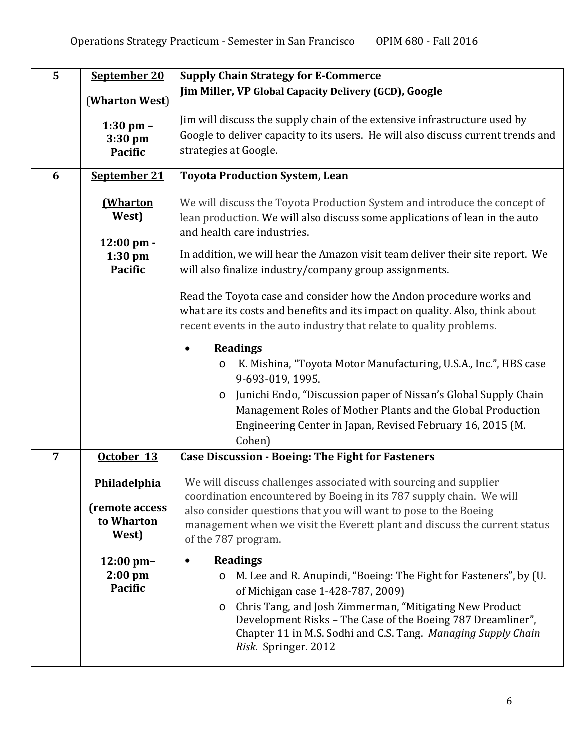| | | |
|---|---|---|
| **5** | **September 20**<br><br>(**Wharton West**)<br><br>**1:30 pm – 3:30 pm Pacific** | **Supply Chain Strategy for E-Commerce**<br>**Jim Miller, VP Global Capacity Delivery (GCD), Google**<br><br>Jim will discuss the supply chain of the extensive infrastructure used by Google to deliver capacity to its users. He will also discuss current trends and strategies at Google. |
| **6** | **September 21**<br><br>**(Wharton West)**<br><br>**12:00 pm - 1:30 pm Pacific** | **Toyota Production System, Lean**<br><br>We will discuss the Toyota Production System and introduce the concept of lean production. We will also discuss some applications of lean in the auto and health care industries.<br><br>In addition, we will hear the Amazon visit team deliver their site report. We will also finalize industry/company group assignments.<br><br>Read the Toyota case and consider how the Andon procedure works and what are its costs and benefits and its impact on quality. Also, think about recent events in the auto industry that relate to quality problems.<br><br>• **Readings**<br>  o K. Mishina, "Toyota Motor Manufacturing, U.S.A., Inc.", HBS case 9-693-019, 1995.<br>  o Junichi Endo, "Discussion paper of Nissan's Global Supply Chain Management Roles of Mother Plants and the Global Production Engineering Center in Japan, Revised February 16, 2015 (M. Cohen) |
| **7** | **October 13**<br><br>**Philadelphia**<br><br>**(remote access to Wharton West)**<br><br>**12:00 pm– 2:00 pm Pacific** | **Case Discussion - Boeing: The Fight for Fasteners**<br><br>We will discuss challenges associated with sourcing and supplier coordination encountered by Boeing in its 787 supply chain. We will also consider questions that you will want to pose to the Boeing management when we visit the Everett plant and discuss the current status of the 787 program.<br><br>• **Readings**<br>  o M. Lee and R. Anupindi, "Boeing: The Fight for Fasteners", by (U. of Michigan case 1-428-787, 2009)<br>  o Chris Tang, and Josh Zimmerman, "Mitigating New Product Development Risks – The Case of the Boeing 787 Dreamliner", Chapter 11 in M.S. Sodhi and C.S. Tang. *Managing Supply Chain Risk.* Springer. 2012 |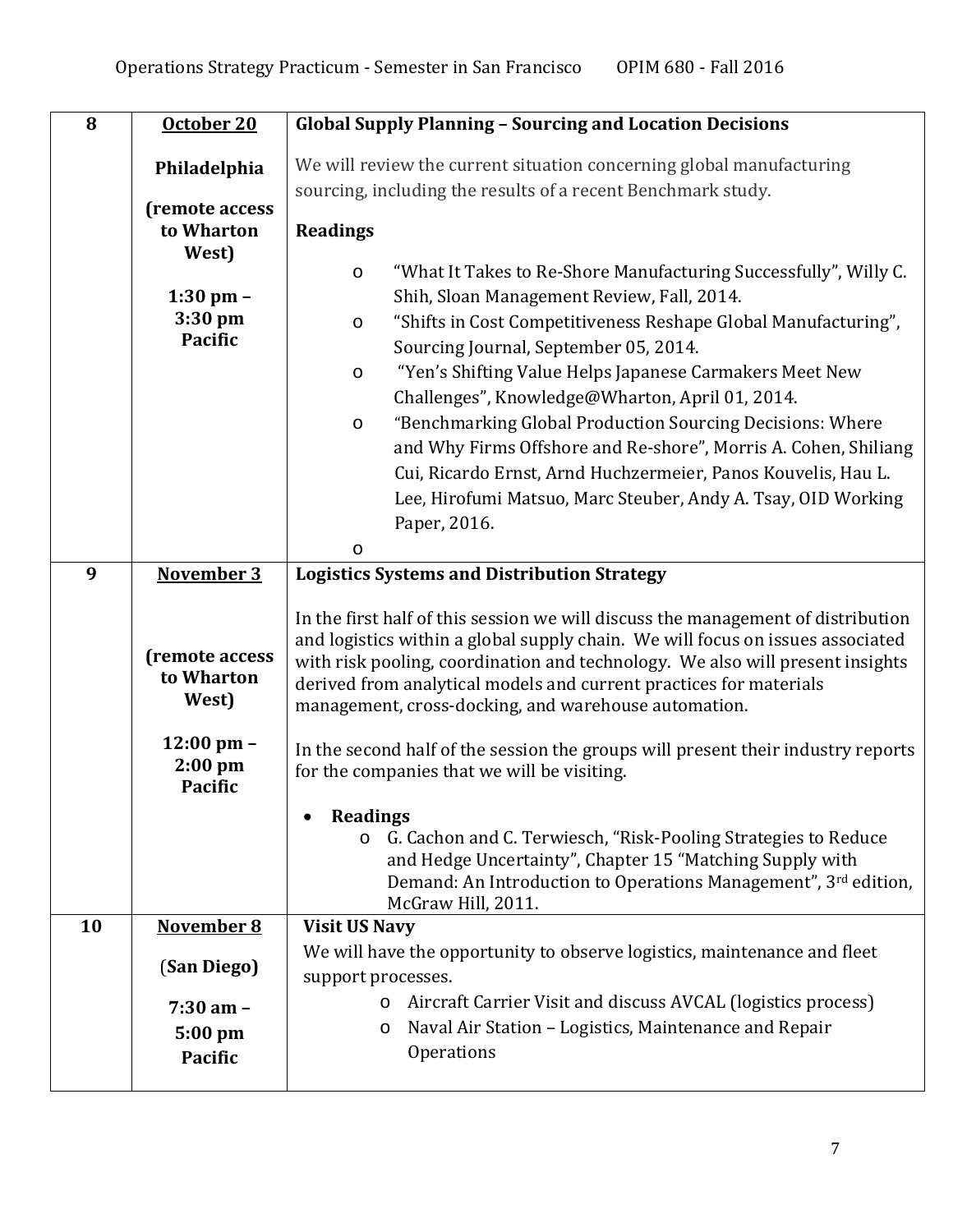| 8 | **October 20**<br><br>**Philadelphia**<br><br>**(remote access to Wharton West)**<br><br>**1:30 pm – 3:30 pm Pacific** | **Global Supply Planning – Sourcing and Location Decisions**<br><br>We will review the current situation concerning global manufacturing sourcing, including the results of a recent Benchmark study.<br><br>**Readings**<br><br>o "What It Takes to Re-Shore Manufacturing Successfully", Willy C. Shih, Sloan Management Review, Fall, 2014.<br>o "Shifts in Cost Competitiveness Reshape Global Manufacturing", Sourcing Journal, September 05, 2014.<br>o "Yen's Shifting Value Helps Japanese Carmakers Meet New Challenges", Knowledge@Wharton, April 01, 2014.<br>o "Benchmarking Global Production Sourcing Decisions: Where and Why Firms Offshore and Re-shore", Morris A. Cohen, Shiliang Cui, Ricardo Ernst, Arnd Huchzermeier, Panos Kouvelis, Hau L. Lee, Hirofumi Matsuo, Marc Steuber, Andy A. Tsay, OID Working Paper, 2016.<br>o |
|---|---|---|
| 9 | **November 3**<br><br>**(remote access to Wharton West)**<br><br>**12:00 pm – 2:00 pm Pacific** | **Logistics Systems and Distribution Strategy**<br><br>In the first half of this session we will discuss the management of distribution and logistics within a global supply chain. We will focus on issues associated with risk pooling, coordination and technology. We also will present insights derived from analytical models and current practices for materials management, cross-docking, and warehouse automation.<br><br>In the second half of the session the groups will present their industry reports for the companies that we will be visiting.<br><br>• **Readings**<br>o G. Cachon and C. Terwiesch, "Risk-Pooling Strategies to Reduce and Hedge Uncertainty", Chapter 15 "Matching Supply with Demand: An Introduction to Operations Management", 3rd edition, McGraw Hill, 2011. |
| 10 | **November 8**<br><br>(**San Diego**)<br><br>**7:30 am – 5:00 pm Pacific** | **Visit US Navy**<br><br>We will have the opportunity to observe logistics, maintenance and fleet support processes.<br>o Aircraft Carrier Visit and discuss AVCAL (logistics process)<br>o Naval Air Station – Logistics, Maintenance and Repair Operations |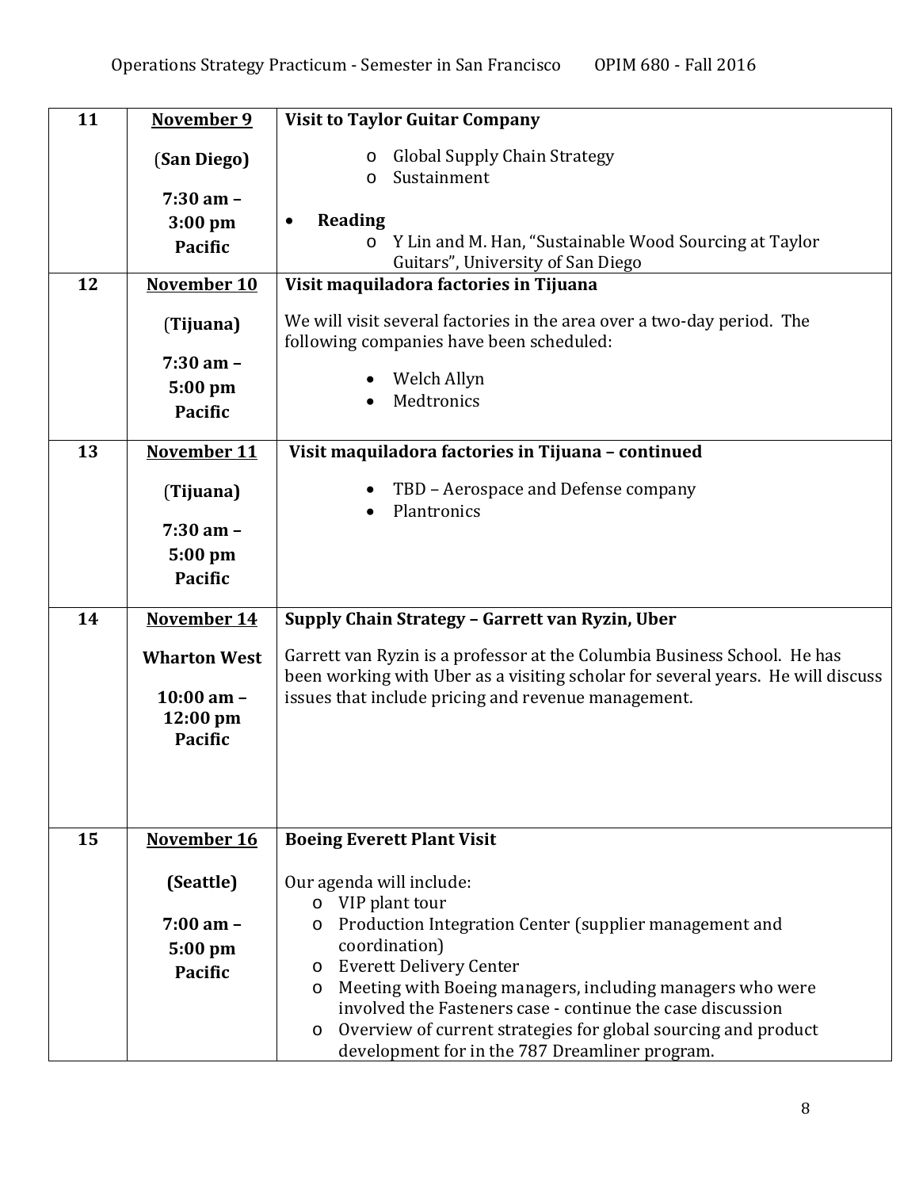| | | |
|---|---|---|
| **11** | **November 9**<br><br>(**San Diego**)<br><br>**7:30 am – 3:00 pm Pacific** | **Visit to Taylor Guitar Company**<br><br>o Global Supply Chain Strategy<br>o Sustainment<br><br>• **Reading**<br>o Y Lin and M. Han, "Sustainable Wood Sourcing at Taylor Guitars", University of San Diego |
| **12** | **November 10**<br><br>(**Tijuana)**<br><br>**7:30 am – 5:00 pm Pacific** | **Visit maquiladora factories in Tijuana**<br><br>We will visit several factories in the area over a two-day period. The following companies have been scheduled:<br><br>• Welch Allyn<br>• Medtronics |
| **13** | **November 11**<br><br>(**Tijuana)**<br><br>**7:30 am – 5:00 pm Pacific** | **Visit maquiladora factories in Tijuana – continued**<br><br>• TBD – Aerospace and Defense company<br>• Plantronics |
| **14** | **November 14**<br><br>**Wharton West**<br><br>**10:00 am – 12:00 pm Pacific** | **Supply Chain Strategy – Garrett van Ryzin, Uber**<br><br>Garrett van Ryzin is a professor at the Columbia Business School. He has been working with Uber as a visiting scholar for several years. He will discuss issues that include pricing and revenue management. |
| **15** | **November 16**<br><br>**(Seattle)**<br><br>**7:00 am – 5:00 pm Pacific** | **Boeing Everett Plant Visit**<br><br>Our agenda will include:<br>o VIP plant tour<br>o Production Integration Center (supplier management and coordination)<br>o Everett Delivery Center<br>o Meeting with Boeing managers, including managers who were involved the Fasteners case - continue the case discussion<br>o Overview of current strategies for global sourcing and product development for in the 787 Dreamliner program. |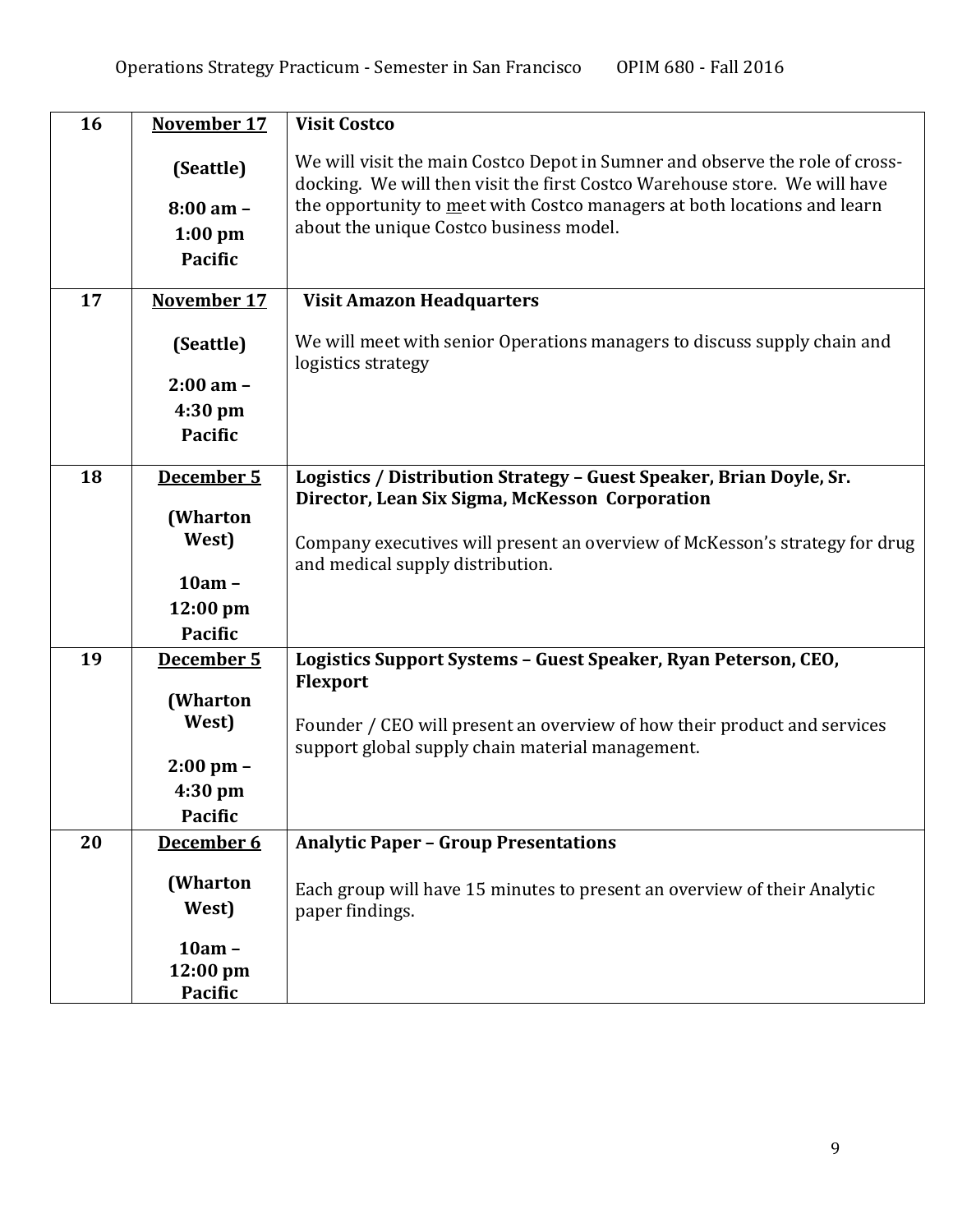| | | |
|---|---|---|
| 16 | **November 17** (Seattle) 8:00 am – 1:00 pm Pacific | **Visit Costco**<br><br>We will visit the main Costco Depot in Sumner and observe the role of cross-docking. We will then visit the first Costco Warehouse store. We will have the opportunity to meet with Costco managers at both locations and learn about the unique Costco business model. |
| 17 | **November 17** (Seattle) 2:00 am – 4:30 pm Pacific | **Visit Amazon Headquarters**<br><br>We will meet with senior Operations managers to discuss supply chain and logistics strategy |
| 18 | **December 5** (Wharton West) 10am – 12:00 pm Pacific | **Logistics / Distribution Strategy – Guest Speaker, Brian Doyle, Sr. Director, Lean Six Sigma, McKesson Corporation**<br><br>Company executives will present an overview of McKesson's strategy for drug and medical supply distribution. |
| 19 | **December 5** (Wharton West) 2:00 pm – 4:30 pm Pacific | **Logistics Support Systems – Guest Speaker, Ryan Peterson, CEO, Flexport**<br><br>Founder / CEO will present an overview of how their product and services support global supply chain material management. |
| 20 | **December 6** (Wharton West) 10am – 12:00 pm Pacific | **Analytic Paper – Group Presentations**<br><br>Each group will have 15 minutes to present an overview of their Analytic paper findings. |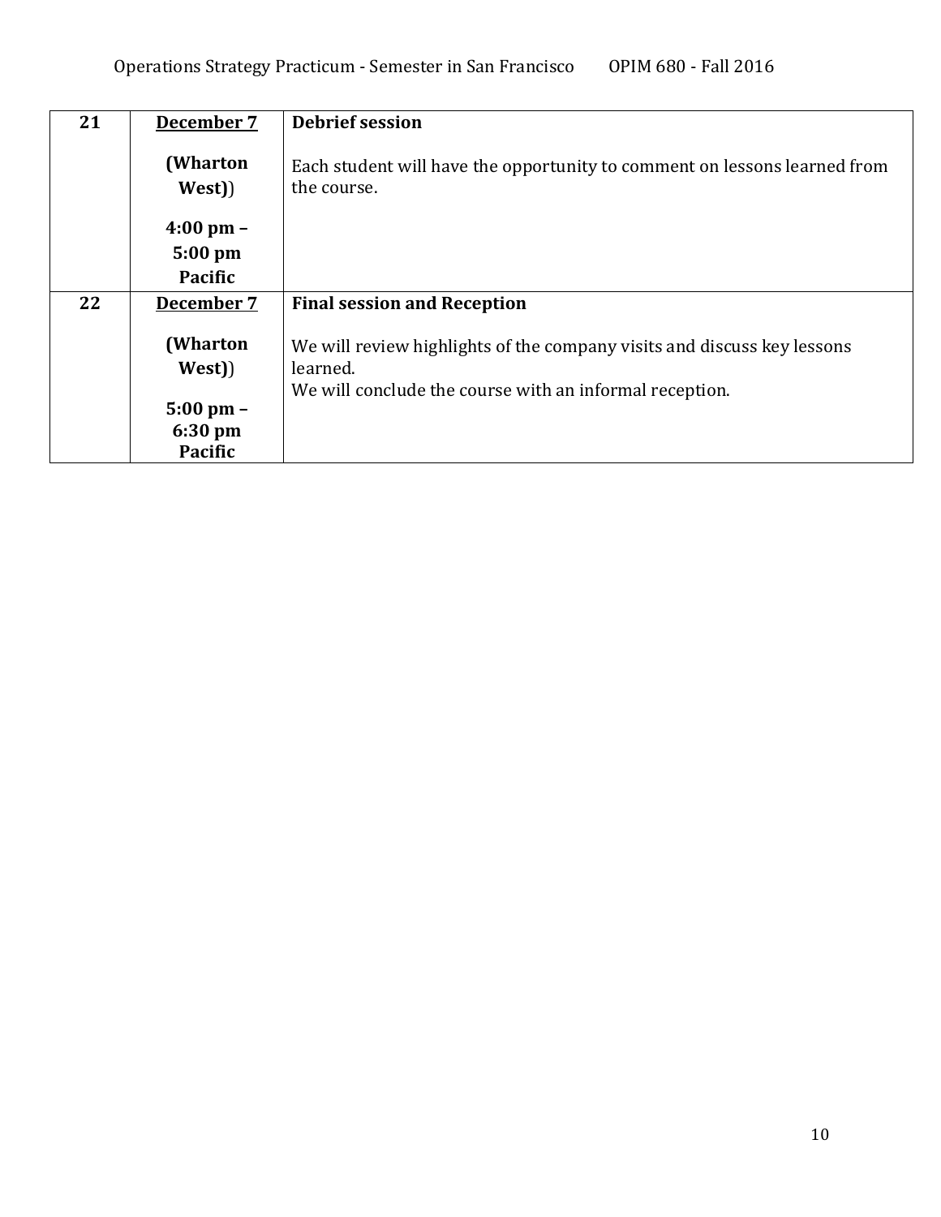| 21 | **December 7** (Wharton West)) 4:00 pm – 5:00 pm Pacific | **Debrief session** Each student will have the opportunity to comment on lessons learned from the course. |
|---|---|---|
| 22 | **December 7** (Wharton West)) 5:00 pm – 6:30 pm Pacific | **Final session and Reception** We will review highlights of the company visits and discuss key lessons learned. We will conclude the course with an informal reception. |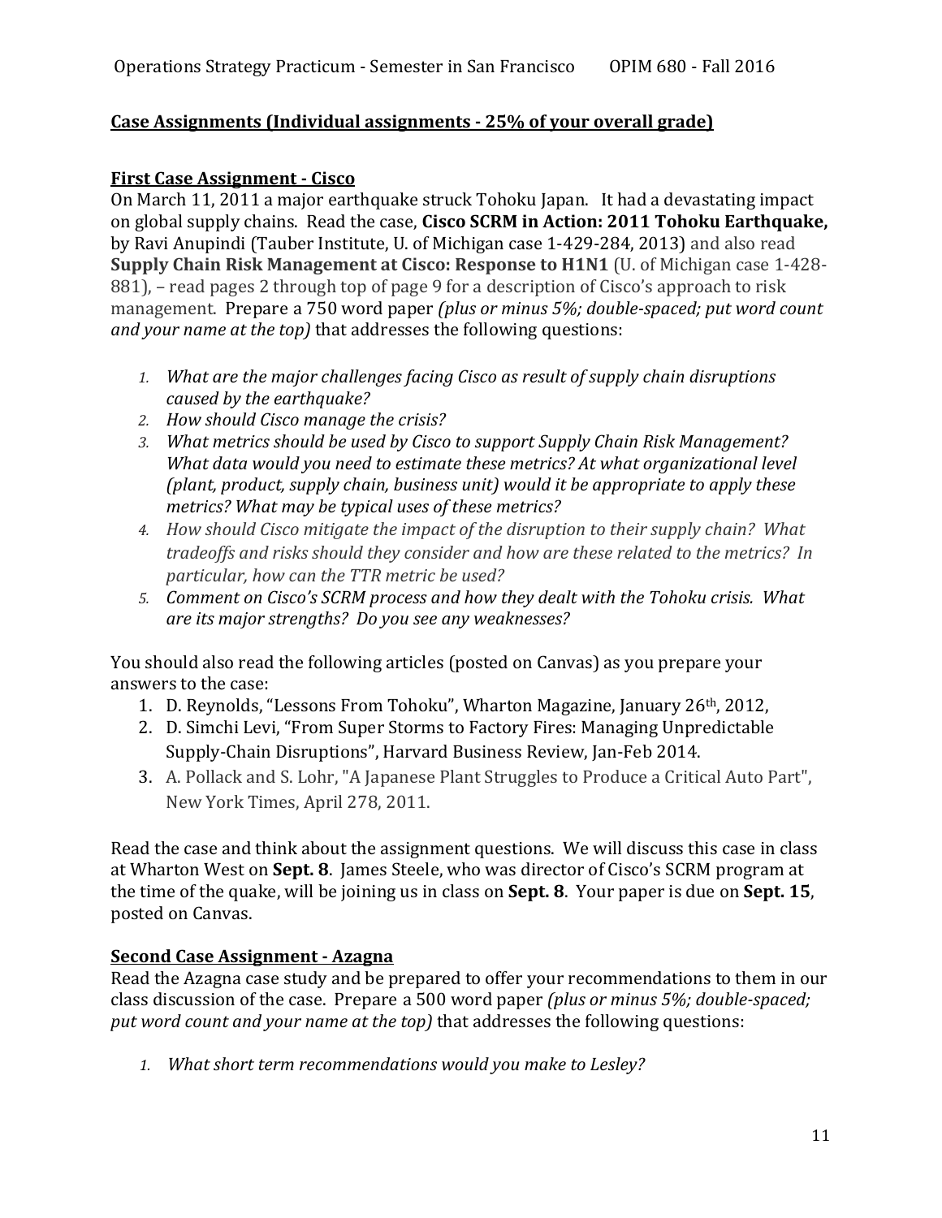**Case Assignments (Individual assignments - 25% of your overall grade)**

**First Case Assignment - Cisco**

On March 11, 2011 a major earthquake struck Tohoku Japan. It had a devastating impact on global supply chains. Read the case, **Cisco SCRM in Action: 2011 Tohoku Earthquake,** by Ravi Anupindi (Tauber Institute, U. of Michigan case 1-429-284, 2013) and also read **Supply Chain Risk Management at Cisco: Response to H1N1** (U. of Michigan case 1-428-881), – read pages 2 through top of page 9 for a description of Cisco's approach to risk management. Prepare a 750 word paper *(plus or minus 5%; double-spaced; put word count and your name at the top)* that addresses the following questions:

1. *What are the major challenges facing Cisco as result of supply chain disruptions caused by the earthquake?*
2. *How should Cisco manage the crisis?*
3. *What metrics should be used by Cisco to support Supply Chain Risk Management? What data would you need to estimate these metrics? At what organizational level (plant, product, supply chain, business unit) would it be appropriate to apply these metrics? What may be typical uses of these metrics?*
4. *How should Cisco mitigate the impact of the disruption to their supply chain? What tradeoffs and risks should they consider and how are these related to the metrics? In particular, how can the TTR metric be used?*
5. *Comment on Cisco's SCRM process and how they dealt with the Tohoku crisis. What are its major strengths? Do you see any weaknesses?*

You should also read the following articles (posted on Canvas) as you prepare your answers to the case:

1. D. Reynolds, "Lessons From Tohoku", Wharton Magazine, January 26th, 2012,
2. D. Simchi Levi, "From Super Storms to Factory Fires: Managing Unpredictable Supply-Chain Disruptions", Harvard Business Review, Jan-Feb 2014.
3. A. Pollack and S. Lohr, "A Japanese Plant Struggles to Produce a Critical Auto Part", New York Times, April 278, 2011.

Read the case and think about the assignment questions. We will discuss this case in class at Wharton West on **Sept. 8**. James Steele, who was director of Cisco's SCRM program at the time of the quake, will be joining us in class on **Sept. 8**. Your paper is due on **Sept. 15**, posted on Canvas.

**Second Case Assignment - Azagna**

Read the Azagna case study and be prepared to offer your recommendations to them in our class discussion of the case. Prepare a 500 word paper *(plus or minus 5%; double-spaced; put word count and your name at the top)* that addresses the following questions:

1. *What short term recommendations would you make to Lesley?*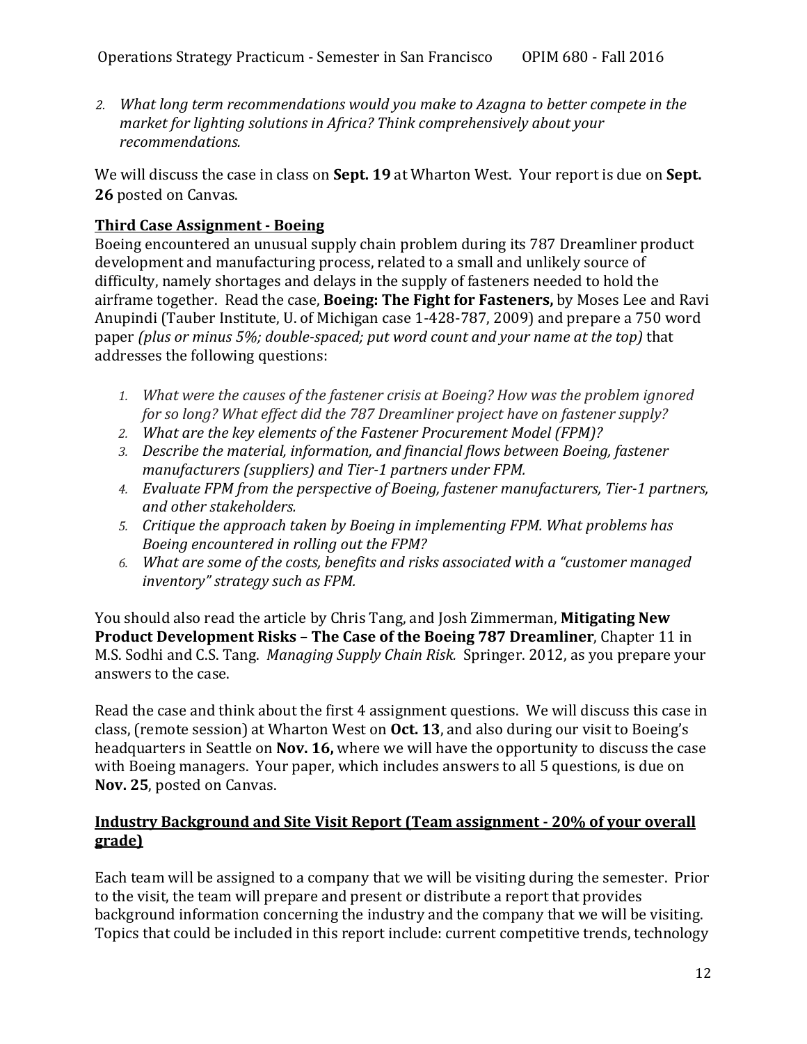2. *What long term recommendations would you make to Azagna to better compete in the market for lighting solutions in Africa? Think comprehensively about your recommendations.*

We will discuss the case in class on **Sept. 19** at Wharton West. Your report is due on **Sept. 26** posted on Canvas.

### Third Case Assignment - Boeing

Boeing encountered an unusual supply chain problem during its 787 Dreamliner product development and manufacturing process, related to a small and unlikely source of difficulty, namely shortages and delays in the supply of fasteners needed to hold the airframe together. Read the case, **Boeing: The Fight for Fasteners,** by Moses Lee and Ravi Anupindi (Tauber Institute, U. of Michigan case 1-428-787, 2009) and prepare a 750 word paper *(plus or minus 5%; double-spaced; put word count and your name at the top)* that addresses the following questions:

1. *What were the causes of the fastener crisis at Boeing? How was the problem ignored for so long? What effect did the 787 Dreamliner project have on fastener supply?*
2. *What are the key elements of the Fastener Procurement Model (FPM)?*
3. *Describe the material, information, and financial flows between Boeing, fastener manufacturers (suppliers) and Tier-1 partners under FPM.*
4. *Evaluate FPM from the perspective of Boeing, fastener manufacturers, Tier-1 partners, and other stakeholders.*
5. *Critique the approach taken by Boeing in implementing FPM. What problems has Boeing encountered in rolling out the FPM?*
6. *What are some of the costs, benefits and risks associated with a "customer managed inventory" strategy such as FPM.*

You should also read the article by Chris Tang, and Josh Zimmerman, **Mitigating New Product Development Risks – The Case of the Boeing 787 Dreamliner**, Chapter 11 in M.S. Sodhi and C.S. Tang. *Managing Supply Chain Risk.* Springer. 2012, as you prepare your answers to the case.

Read the case and think about the first 4 assignment questions. We will discuss this case in class, (remote session) at Wharton West on **Oct. 13**, and also during our visit to Boeing's headquarters in Seattle on **Nov. 16,** where we will have the opportunity to discuss the case with Boeing managers. Your paper, which includes answers to all 5 questions, is due on **Nov. 25**, posted on Canvas.

### Industry Background and Site Visit Report (Team assignment - 20% of your overall grade)

Each team will be assigned to a company that we will be visiting during the semester. Prior to the visit, the team will prepare and present or distribute a report that provides background information concerning the industry and the company that we will be visiting. Topics that could be included in this report include: current competitive trends, technology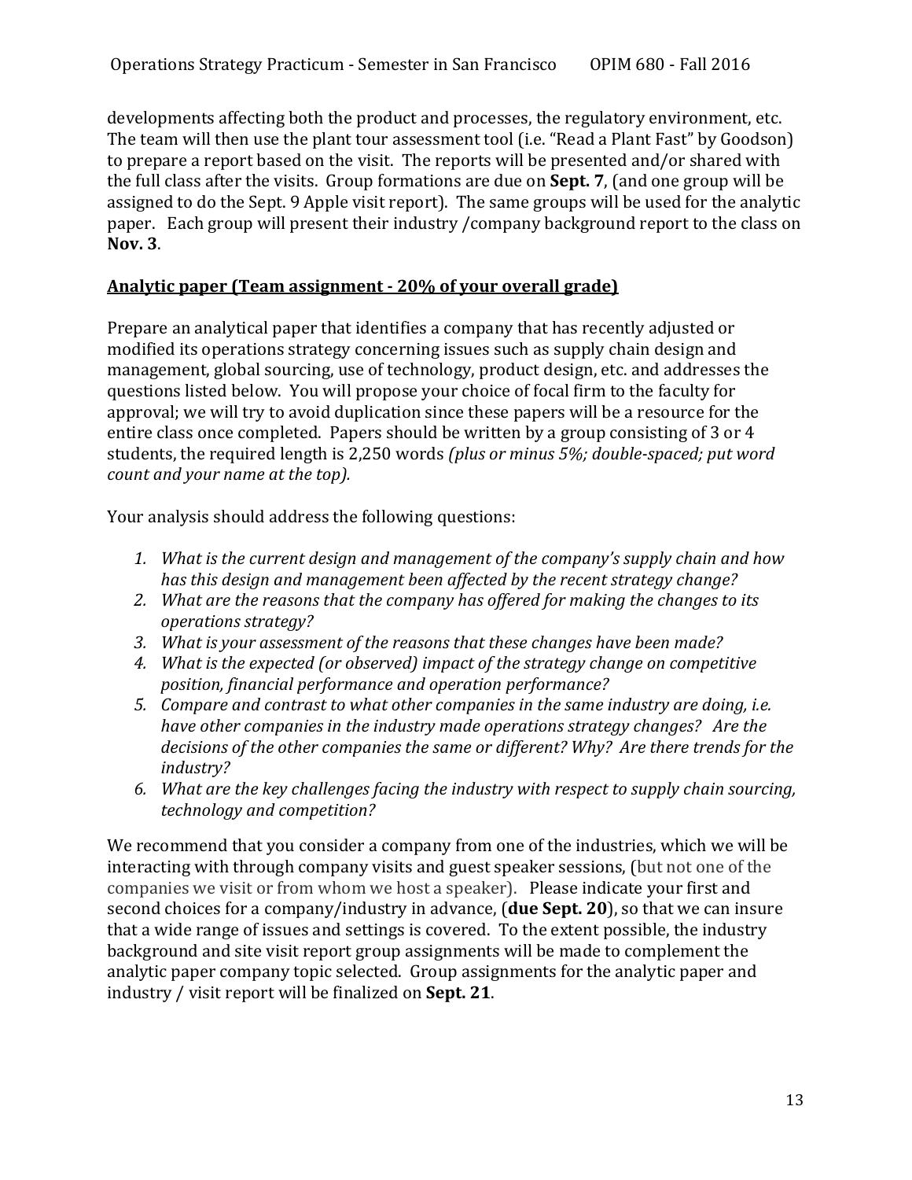developments affecting both the product and processes, the regulatory environment, etc. The team will then use the plant tour assessment tool (i.e. "Read a Plant Fast" by Goodson) to prepare a report based on the visit. The reports will be presented and/or shared with the full class after the visits. Group formations are due on **Sept. 7**, (and one group will be assigned to do the Sept. 9 Apple visit report). The same groups will be used for the analytic paper. Each group will present their industry /company background report to the class on **Nov. 3**.

**Analytic paper (Team assignment - 20% of your overall grade)**

Prepare an analytical paper that identifies a company that has recently adjusted or modified its operations strategy concerning issues such as supply chain design and management, global sourcing, use of technology, product design, etc. and addresses the questions listed below. You will propose your choice of focal firm to the faculty for approval; we will try to avoid duplication since these papers will be a resource for the entire class once completed. Papers should be written by a group consisting of 3 or 4 students, the required length is 2,250 words *(plus or minus 5%; double-spaced; put word count and your name at the top).*

Your analysis should address the following questions:

1. *What is the current design and management of the company's supply chain and how has this design and management been affected by the recent strategy change?*
2. *What are the reasons that the company has offered for making the changes to its operations strategy?*
3. *What is your assessment of the reasons that these changes have been made?*
4. *What is the expected (or observed) impact of the strategy change on competitive position, financial performance and operation performance?*
5. *Compare and contrast to what other companies in the same industry are doing, i.e. have other companies in the industry made operations strategy changes? Are the decisions of the other companies the same or different? Why? Are there trends for the industry?*
6. *What are the key challenges facing the industry with respect to supply chain sourcing, technology and competition?*

We recommend that you consider a company from one of the industries, which we will be interacting with through company visits and guest speaker sessions, (but not one of the companies we visit or from whom we host a speaker). Please indicate your first and second choices for a company/industry in advance, (**due Sept. 20**), so that we can insure that a wide range of issues and settings is covered. To the extent possible, the industry background and site visit report group assignments will be made to complement the analytic paper company topic selected. Group assignments for the analytic paper and industry / visit report will be finalized on **Sept. 21**.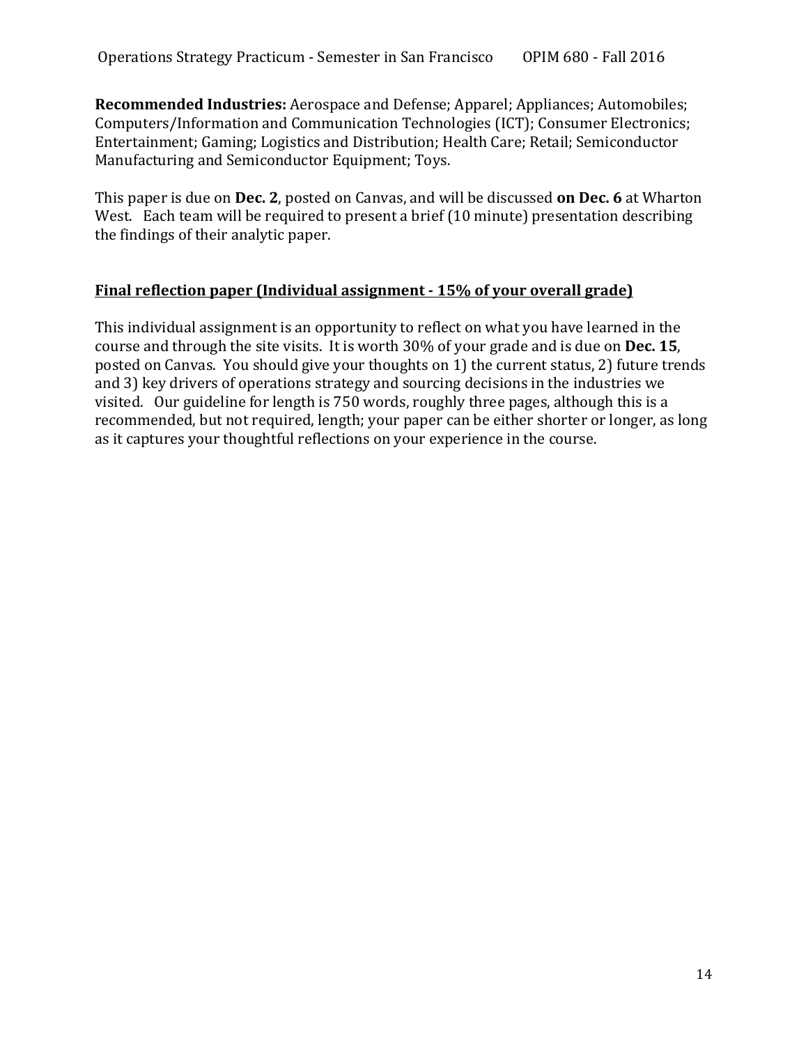**Recommended Industries:** Aerospace and Defense; Apparel; Appliances; Automobiles; Computers/Information and Communication Technologies (ICT); Consumer Electronics; Entertainment; Gaming; Logistics and Distribution; Health Care; Retail; Semiconductor Manufacturing and Semiconductor Equipment; Toys.

This paper is due on **Dec. 2**, posted on Canvas, and will be discussed **on Dec. 6** at Wharton West. Each team will be required to present a brief (10 minute) presentation describing the findings of their analytic paper.

## <u>Final reflection paper (Individual assignment - 15% of your overall grade)</u>

This individual assignment is an opportunity to reflect on what you have learned in the course and through the site visits. It is worth 30% of your grade and is due on **Dec. 15**, posted on Canvas. You should give your thoughts on 1) the current status, 2) future trends and 3) key drivers of operations strategy and sourcing decisions in the industries we visited. Our guideline for length is 750 words, roughly three pages, although this is a recommended, but not required, length; your paper can be either shorter or longer, as long as it captures your thoughtful reflections on your experience in the course.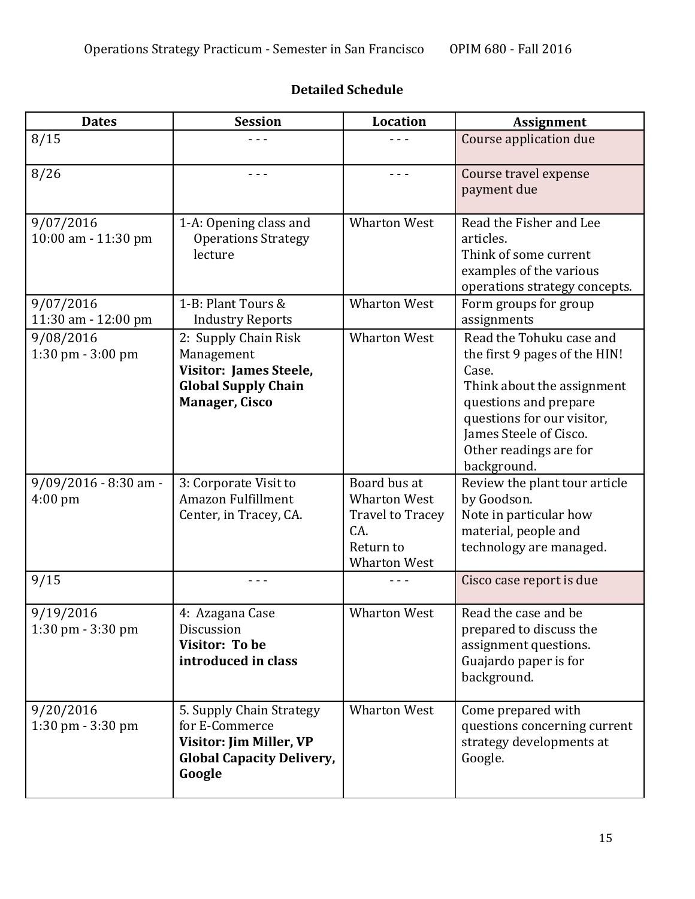## Detailed Schedule

| Dates | Session | Location | Assignment |
|---|---|---|---|
| 8/15 | - - - | - - - | Course application due |
| 8/26 | - - - | - - - | Course travel expense payment due |
| 9/07/2016<br>10:00 am - 11:30 pm | 1-A: Opening class and Operations Strategy lecture | Wharton West | Read the Fisher and Lee articles.<br>Think of some current examples of the various operations strategy concepts. |
| 9/07/2016<br>11:30 am - 12:00 pm | 1-B: Plant Tours & Industry Reports | Wharton West | Form groups for group assignments |
| 9/08/2016<br>1:30 pm - 3:00 pm | 2: Supply Chain Risk Management<br>**Visitor: James Steele, Global Supply Chain Manager, Cisco** | Wharton West | Read the Tohuku case and the first 9 pages of the HIN! Case.<br>Think about the assignment questions and prepare questions for our visitor, James Steele of Cisco.<br>Other readings are for background. |
| 9/09/2016 - 8:30 am - 4:00 pm | 3: Corporate Visit to Amazon Fulfillment Center, in Tracey, CA. | Board bus at Wharton West<br>Travel to Tracey CA.<br>Return to Wharton West | Review the plant tour article by Goodson.<br>Note in particular how material, people and technology are managed. |
| 9/15 | - - - | - - - | Cisco case report is due |
| 9/19/2016<br>1:30 pm - 3:30 pm | 4: Azagana Case Discussion<br>**Visitor: To be introduced in class** | Wharton West | Read the case and be prepared to discuss the assignment questions.<br>Guajardo paper is for background. |
| 9/20/2016<br>1:30 pm - 3:30 pm | 5. Supply Chain Strategy for E-Commerce<br>**Visitor: Jim Miller, VP Global Capacity Delivery, Google** | Wharton West | Come prepared with questions concerning current strategy developments at Google. |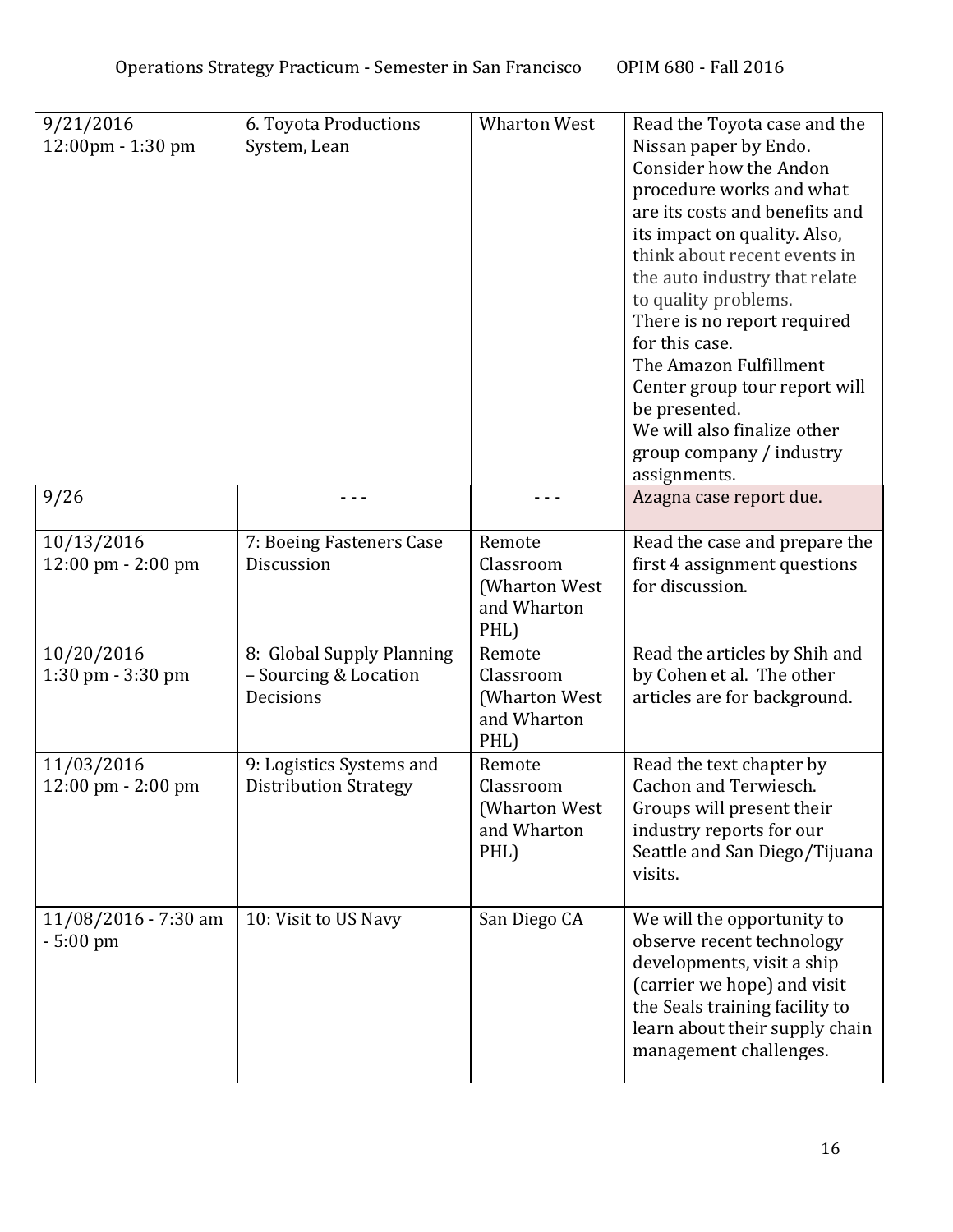| | | | |
|---|---|---|---|
| 9/21/2016 12:00pm - 1:30 pm | 6. Toyota Productions System, Lean | Wharton West | Read the Toyota case and the Nissan paper by Endo. Consider how the Andon procedure works and what are its costs and benefits and its impact on quality. Also, think about recent events in the auto industry that relate to quality problems. There is no report required for this case. The Amazon Fulfillment Center group tour report will be presented. We will also finalize other group company / industry assignments. |
| 9/26 | - - - | - - - | Azagna case report due. |
| 10/13/2016 12:00 pm - 2:00 pm | 7: Boeing Fasteners Case Discussion | Remote Classroom (Wharton West and Wharton PHL) | Read the case and prepare the first 4 assignment questions for discussion. |
| 10/20/2016 1:30 pm - 3:30 pm | 8: Global Supply Planning – Sourcing & Location Decisions | Remote Classroom (Wharton West and Wharton PHL) | Read the articles by Shih and by Cohen et al. The other articles are for background. |
| 11/03/2016 12:00 pm - 2:00 pm | 9: Logistics Systems and Distribution Strategy | Remote Classroom (Wharton West and Wharton PHL) | Read the text chapter by Cachon and Terwiesch. Groups will present their industry reports for our Seattle and San Diego/Tijuana visits. |
| 11/08/2016 - 7:30 am - 5:00 pm | 10: Visit to US Navy | San Diego CA | We will the opportunity to observe recent technology developments, visit a ship (carrier we hope) and visit the Seals training facility to learn about their supply chain management challenges. |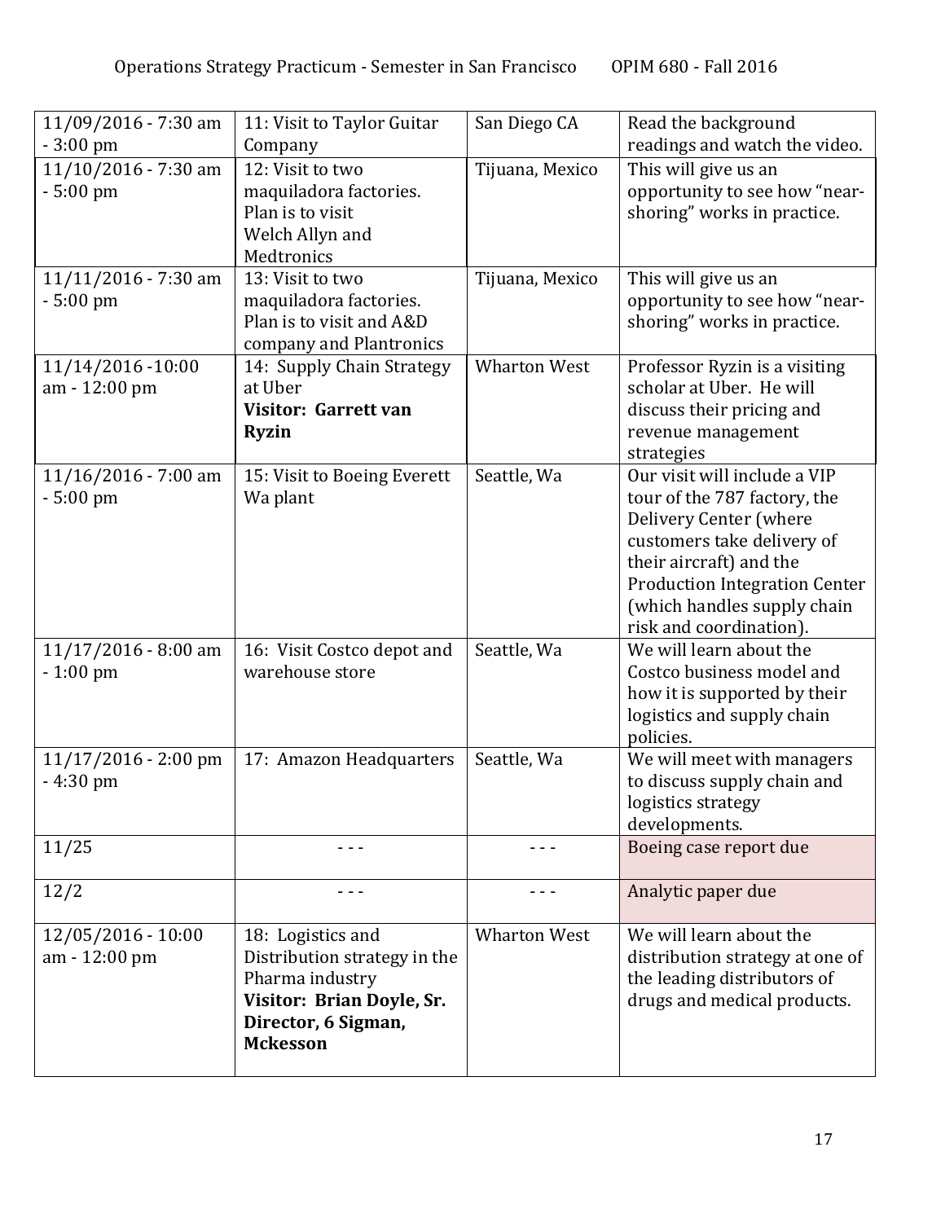| 11/09/2016 - 7:30 am - 3:00 pm | 11: Visit to Taylor Guitar Company | San Diego CA | Read the background readings and watch the video. |
|---|---|---|---|
| 11/10/2016 - 7:30 am - 5:00 pm | 12: Visit to two maquiladora factories. Plan is to visit Welch Allyn and Medtronics | Tijuana, Mexico | This will give us an opportunity to see how "near-shoring" works in practice. |
| 11/11/2016 - 7:30 am - 5:00 pm | 13: Visit to two maquiladora factories. Plan is to visit and A&D company and Plantronics | Tijuana, Mexico | This will give us an opportunity to see how "near-shoring" works in practice. |
| 11/14/2016 -10:00 am - 12:00 pm | 14: Supply Chain Strategy at Uber **Visitor: Garrett van Ryzin** | Wharton West | Professor Ryzin is a visiting scholar at Uber. He will discuss their pricing and revenue management strategies |
| 11/16/2016 - 7:00 am - 5:00 pm | 15: Visit to Boeing Everett Wa plant | Seattle, Wa | Our visit will include a VIP tour of the 787 factory, the Delivery Center (where customers take delivery of their aircraft) and the Production Integration Center (which handles supply chain risk and coordination). |
| 11/17/2016 - 8:00 am - 1:00 pm | 16: Visit Costco depot and warehouse store | Seattle, Wa | We will learn about the Costco business model and how it is supported by their logistics and supply chain policies. |
| 11/17/2016 - 2:00 pm - 4:30 pm | 17: Amazon Headquarters | Seattle, Wa | We will meet with managers to discuss supply chain and logistics strategy developments. |
| 11/25 | - - - | - - - | Boeing case report due |
| 12/2 | - - - | - - - | Analytic paper due |
| 12/05/2016 - 10:00 am - 12:00 pm | 18: Logistics and Distribution strategy in the Pharma industry **Visitor: Brian Doyle, Sr. Director, 6 Sigman, Mckesson** | Wharton West | We will learn about the distribution strategy at one of the leading distributors of drugs and medical products. |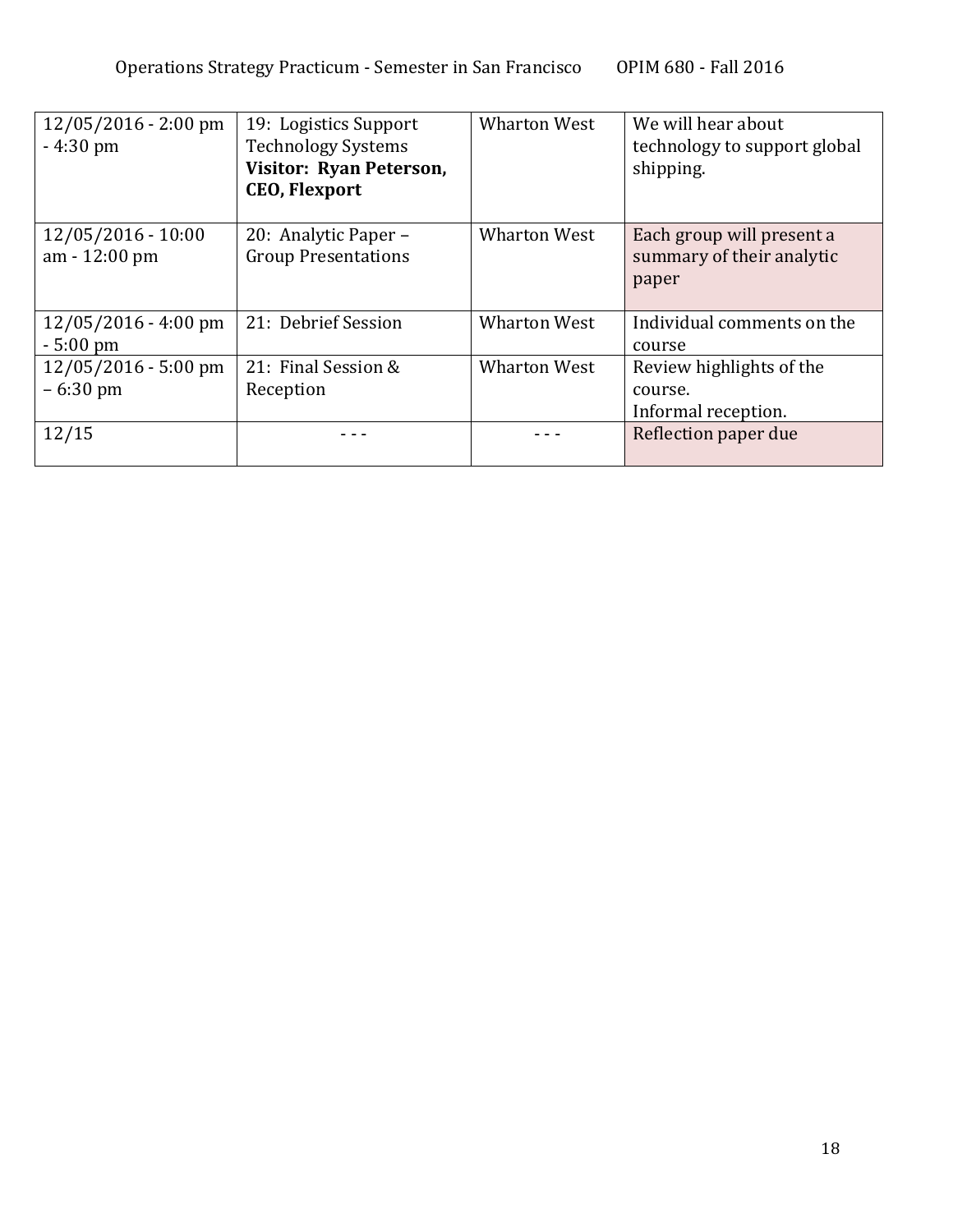| | | | |
|---|---|---|---|
| 12/05/2016 - 2:00 pm - 4:30 pm | 19: Logistics Support Technology Systems **Visitor: Ryan Peterson, CEO, Flexport** | Wharton West | We will hear about technology to support global shipping. |
| 12/05/2016 - 10:00 am - 12:00 pm | 20: Analytic Paper – Group Presentations | Wharton West | Each group will present a summary of their analytic paper |
| 12/05/2016 - 4:00 pm - 5:00 pm | 21: Debrief Session | Wharton West | Individual comments on the course |
| 12/05/2016 - 5:00 pm – 6:30 pm | 21: Final Session & Reception | Wharton West | Review highlights of the course.<br>Informal reception. |
| 12/15 | - - - | - - - | Reflection paper due |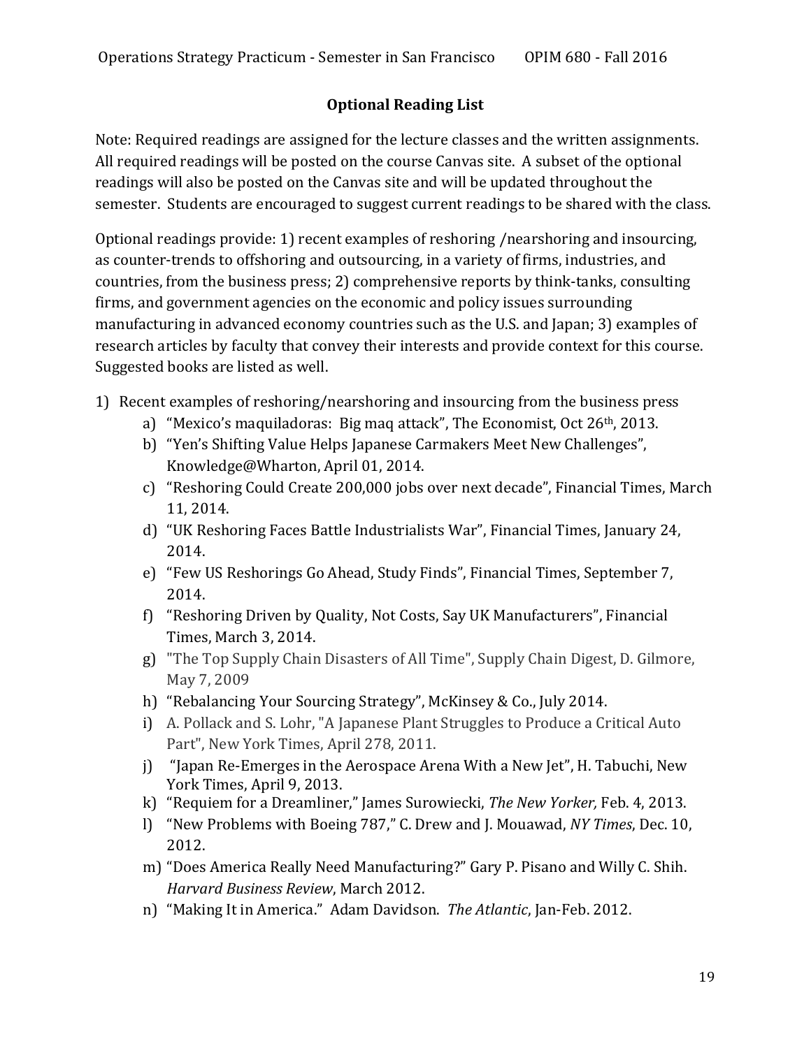## Optional Reading List

Note: Required readings are assigned for the lecture classes and the written assignments. All required readings will be posted on the course Canvas site. A subset of the optional readings will also be posted on the Canvas site and will be updated throughout the semester. Students are encouraged to suggest current readings to be shared with the class.

Optional readings provide: 1) recent examples of reshoring /nearshoring and insourcing, as counter-trends to offshoring and outsourcing, in a variety of firms, industries, and countries, from the business press; 2) comprehensive reports by think-tanks, consulting firms, and government agencies on the economic and policy issues surrounding manufacturing in advanced economy countries such as the U.S. and Japan; 3) examples of research articles by faculty that convey their interests and provide context for this course. Suggested books are listed as well.

1) Recent examples of reshoring/nearshoring and insourcing from the business press
   a) "Mexico's maquiladoras: Big maq attack", The Economist, Oct 26th, 2013.
   b) "Yen's Shifting Value Helps Japanese Carmakers Meet New Challenges", Knowledge@Wharton, April 01, 2014.
   c) "Reshoring Could Create 200,000 jobs over next decade", Financial Times, March 11, 2014.
   d) "UK Reshoring Faces Battle Industrialists War", Financial Times, January 24, 2014.
   e) "Few US Reshorings Go Ahead, Study Finds", Financial Times, September 7, 2014.
   f) "Reshoring Driven by Quality, Not Costs, Say UK Manufacturers", Financial Times, March 3, 2014.
   g) "The Top Supply Chain Disasters of All Time", Supply Chain Digest, D. Gilmore, May 7, 2009
   h) "Rebalancing Your Sourcing Strategy", McKinsey & Co., July 2014.
   i) A. Pollack and S. Lohr, "A Japanese Plant Struggles to Produce a Critical Auto Part", New York Times, April 278, 2011.
   j) "Japan Re-Emerges in the Aerospace Arena With a New Jet", H. Tabuchi, New York Times, April 9, 2013.
   k) "Requiem for a Dreamliner," James Surowiecki, *The New Yorker,* Feb. 4, 2013.
   l) "New Problems with Boeing 787," C. Drew and J. Mouawad, *NY Times*, Dec. 10, 2012.
   m) "Does America Really Need Manufacturing?" Gary P. Pisano and Willy C. Shih. *Harvard Business Review*, March 2012.
   n) "Making It in America." Adam Davidson. *The Atlantic*, Jan-Feb. 2012.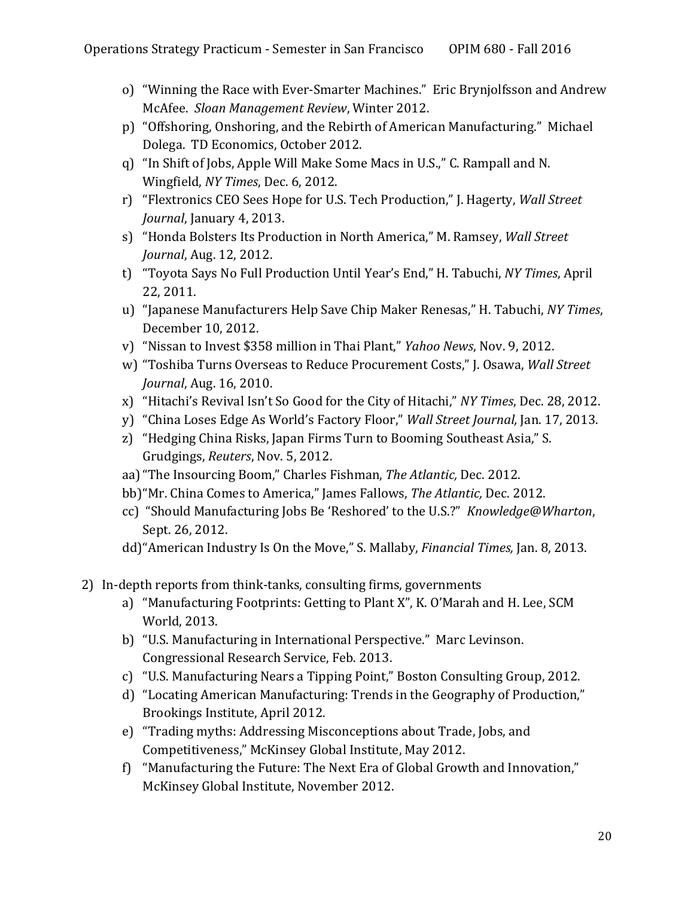o) "Winning the Race with Ever-Smarter Machines." Eric Brynjolfsson and Andrew McAfee. *Sloan Management Review*, Winter 2012.
p) "Offshoring, Onshoring, and the Rebirth of American Manufacturing." Michael Dolega. TD Economics, October 2012.
q) "In Shift of Jobs, Apple Will Make Some Macs in U.S.," C. Rampall and N. Wingfield, *NY Times*, Dec. 6, 2012.
r) "Flextronics CEO Sees Hope for U.S. Tech Production," J. Hagerty, *Wall Street Journal*, January 4, 2013.
s) "Honda Bolsters Its Production in North America," M. Ramsey, *Wall Street Journal*, Aug. 12, 2012.
t) "Toyota Says No Full Production Until Year's End," H. Tabuchi, *NY Times*, April 22, 2011.
u) "Japanese Manufacturers Help Save Chip Maker Renesas," H. Tabuchi, *NY Times*, December 10, 2012.
v) "Nissan to Invest $358 million in Thai Plant," *Yahoo News*, Nov. 9, 2012.
w) "Toshiba Turns Overseas to Reduce Procurement Costs," J. Osawa, *Wall Street Journal*, Aug. 16, 2010.
x) "Hitachi's Revival Isn't So Good for the City of Hitachi," *NY Times*, Dec. 28, 2012.
y) "China Loses Edge As World's Factory Floor," *Wall Street Journal,* Jan. 17, 2013.
z) "Hedging China Risks, Japan Firms Turn to Booming Southeast Asia," S. Grudgings, *Reuters*, Nov. 5, 2012.
aa) "The Insourcing Boom," Charles Fishman, *The Atlantic,* Dec. 2012.
bb) "Mr. China Comes to America," James Fallows, *The Atlantic,* Dec. 2012.
cc) "Should Manufacturing Jobs Be 'Reshored' to the U.S.?" *Knowledge@Wharton*, Sept. 26, 2012.
dd) "American Industry Is On the Move," S. Mallaby, *Financial Times,* Jan. 8, 2013.

2) In-depth reports from think-tanks, consulting firms, governments
   a) "Manufacturing Footprints: Getting to Plant X", K. O'Marah and H. Lee, SCM World, 2013.
   b) "U.S. Manufacturing in International Perspective." Marc Levinson. Congressional Research Service, Feb. 2013.
   c) "U.S. Manufacturing Nears a Tipping Point," Boston Consulting Group, 2012.
   d) "Locating American Manufacturing: Trends in the Geography of Production," Brookings Institute, April 2012.
   e) "Trading myths: Addressing Misconceptions about Trade, Jobs, and Competitiveness," McKinsey Global Institute, May 2012.
   f) "Manufacturing the Future: The Next Era of Global Growth and Innovation," McKinsey Global Institute, November 2012.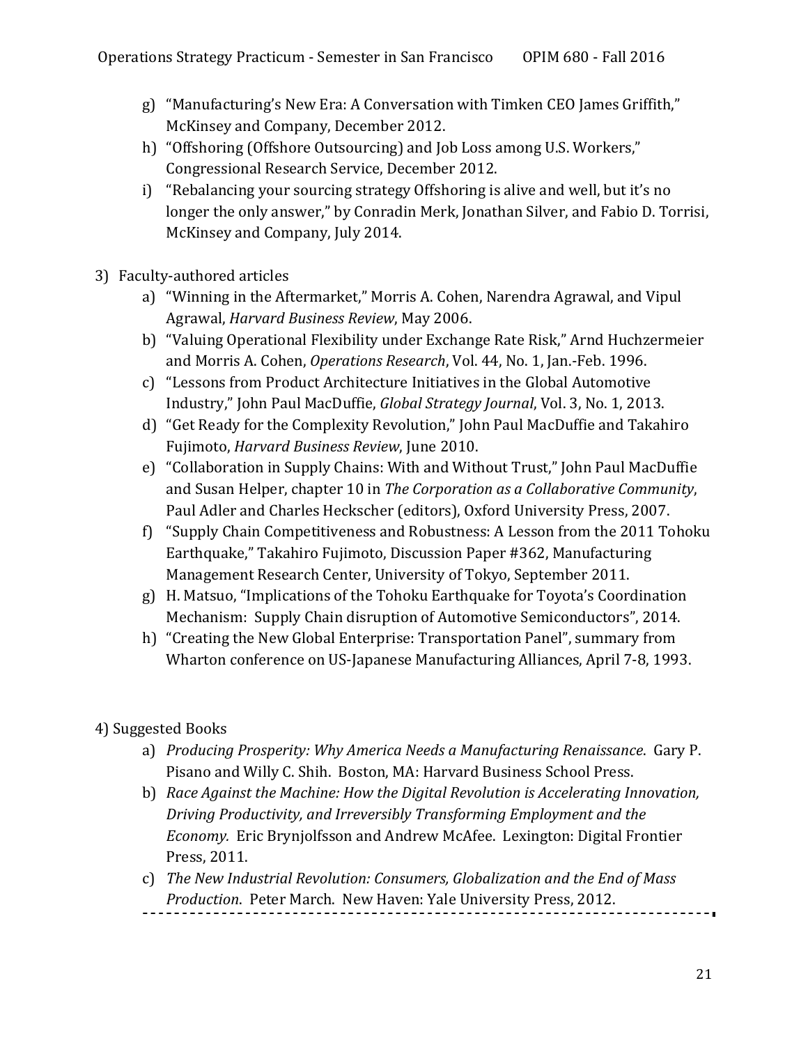g) "Manufacturing's New Era: A Conversation with Timken CEO James Griffith," McKinsey and Company, December 2012.

h) "Offshoring (Offshore Outsourcing) and Job Loss among U.S. Workers," Congressional Research Service, December 2012.

i) "Rebalancing your sourcing strategy Offshoring is alive and well, but it's no longer the only answer," by Conradin Merk, Jonathan Silver, and Fabio D. Torrisi, McKinsey and Company, July 2014.

3) Faculty-authored articles

a) "Winning in the Aftermarket," Morris A. Cohen, Narendra Agrawal, and Vipul Agrawal, *Harvard Business Review*, May 2006.

b) "Valuing Operational Flexibility under Exchange Rate Risk," Arnd Huchzermeier and Morris A. Cohen, *Operations Research*, Vol. 44, No. 1, Jan.-Feb. 1996.

c) "Lessons from Product Architecture Initiatives in the Global Automotive Industry," John Paul MacDuffie, *Global Strategy Journal*, Vol. 3, No. 1, 2013.

d) "Get Ready for the Complexity Revolution," John Paul MacDuffie and Takahiro Fujimoto, *Harvard Business Review*, June 2010.

e) "Collaboration in Supply Chains: With and Without Trust," John Paul MacDuffie and Susan Helper, chapter 10 in *The Corporation as a Collaborative Community*, Paul Adler and Charles Heckscher (editors), Oxford University Press, 2007.

f) "Supply Chain Competitiveness and Robustness: A Lesson from the 2011 Tohoku Earthquake," Takahiro Fujimoto, Discussion Paper #362, Manufacturing Management Research Center, University of Tokyo, September 2011.

g) H. Matsuo, "Implications of the Tohoku Earthquake for Toyota's Coordination Mechanism: Supply Chain disruption of Automotive Semiconductors", 2014.

h) "Creating the New Global Enterprise: Transportation Panel", summary from Wharton conference on US-Japanese Manufacturing Alliances, April 7-8, 1993.

4) Suggested Books

a) *Producing Prosperity: Why America Needs a Manufacturing Renaissance*. Gary P. Pisano and Willy C. Shih. Boston, MA: Harvard Business School Press.

b) *Race Against the Machine: How the Digital Revolution is Accelerating Innovation, Driving Productivity, and Irreversibly Transforming Employment and the Economy.* Eric Brynjolfsson and Andrew McAfee. Lexington: Digital Frontier Press, 2011.

c) *The New Industrial Revolution: Consumers, Globalization and the End of Mass Production*. Peter March. New Haven: Yale University Press, 2012.